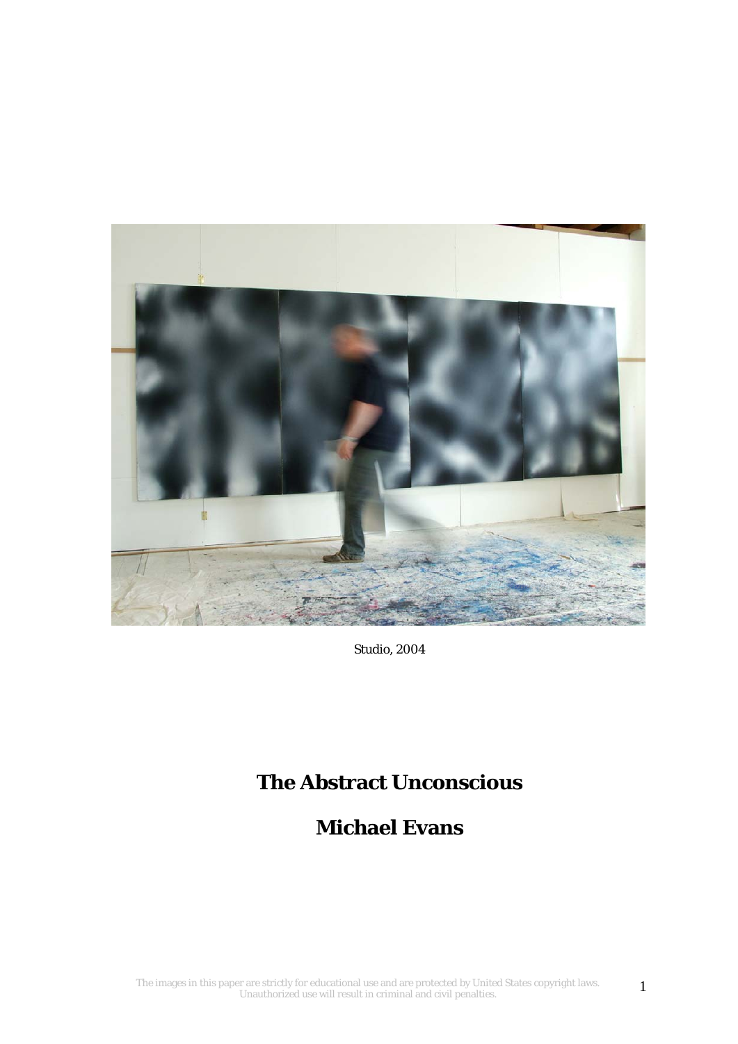Studio, 2004

# The Abstract Unconscious

## Michael Evans

The images in this paper are strictly for educational use and are protected by United States copyright laws. Unauthorized use will result in criminal and civil penalties.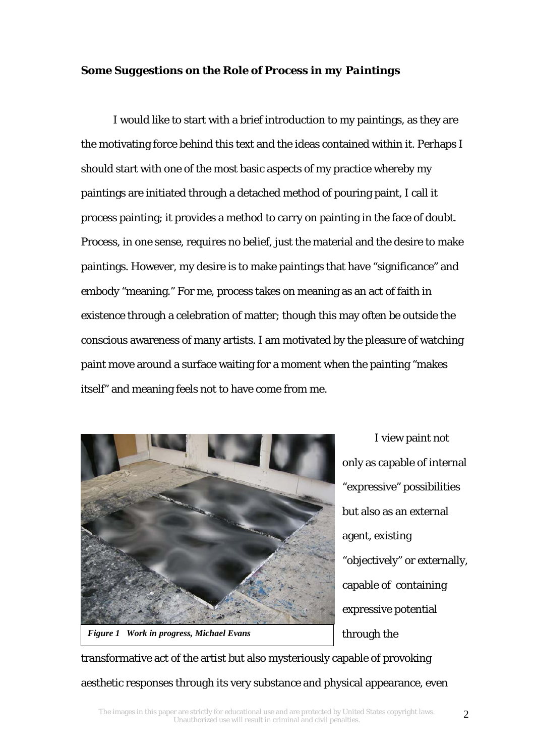**Some Suggestions on the Role of Process in my *Paintings***

I would like to start with a brief introduction to my paintings, as they are the motivating force behind this text and the ideas contained within it. Perhaps I should start with one of the most basic aspects of my practice whereby my paintings are initiated through a detached method of pouring paint, I call it process painting; it provides a method to carry on painting in the face of doubt. Process, in one sense, requires no belief, just the material and the desire to make paintings. However, my desire is to make paintings that have "significance" and embody "meaning." For me, process takes on meaning as an act of faith in existence through a celebration of matter; though this may often be outside the conscious awareness of many artists. I am motivated by the pleasure of watching paint move around a surface waiting for a moment when the painting "makes itself" and meaning feels not to have come from me.

*Figure 1 Work in progress, Michael Evans*

I view paint not only as capable of internal "expressive" possibilities but also as an external agent, existing "objectively" or externally, capable of containing expressive potential through the transformative act of the artist but also mysteriously capable of provoking aesthetic responses through its very substance and physical appearance, even

The images in this paper are strictly for educational use and are protected by United States copyright laws. Unauthorized use will result in criminal and civil penalties.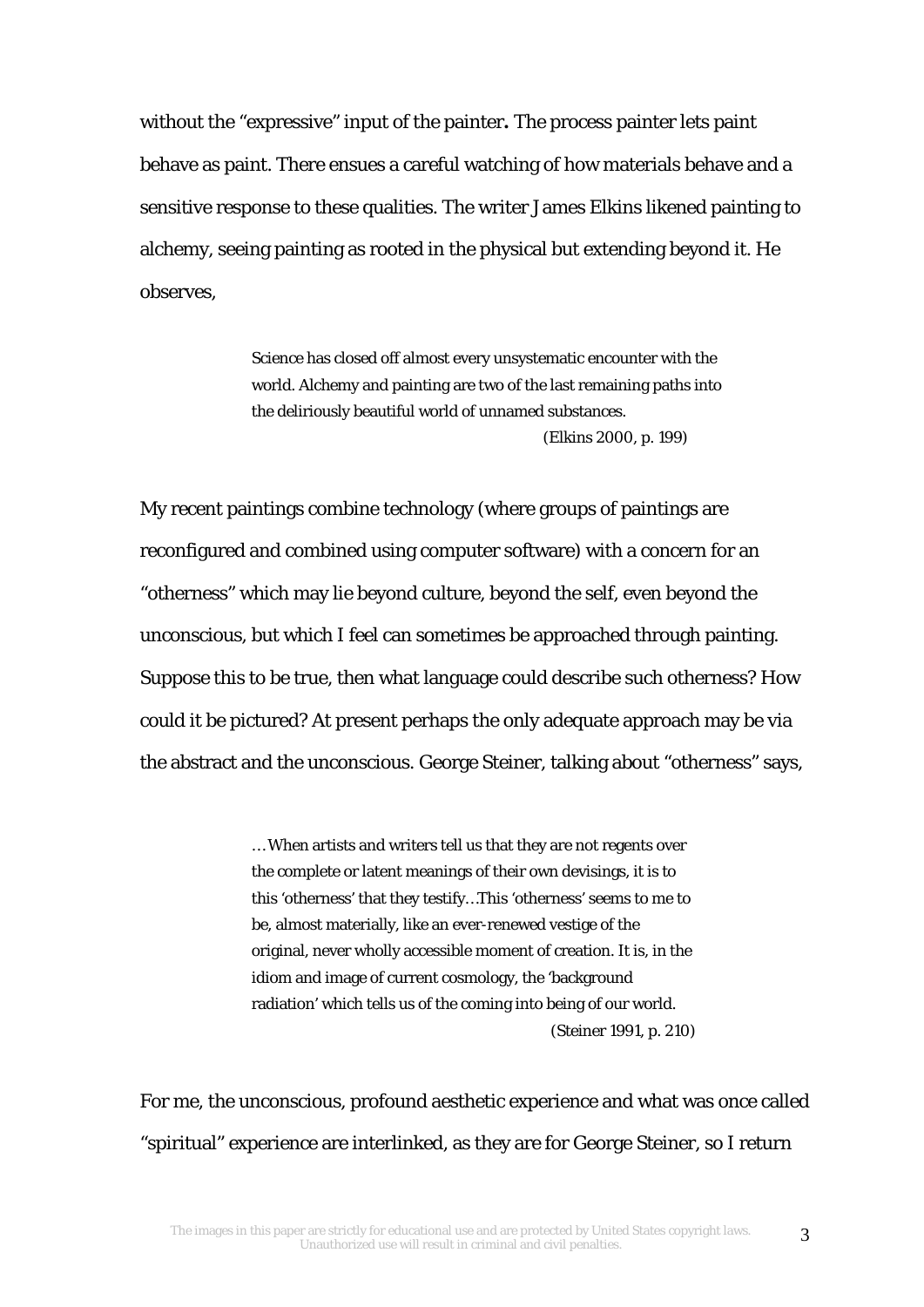without the "expressive" input of the painter**.** The process painter lets paint behave as paint. There ensues a careful watching of how materials behave and a sensitive response to these qualities. The writer James Elkins likened painting to alchemy, seeing painting as rooted in the physical but extending beyond it. He observes,

> Science has closed off almost every unsystematic encounter with the world. Alchemy and painting are two of the last remaining paths into the deliriously beautiful world of unnamed substances.
>
> (Elkins 2000, p. 199)

My recent paintings combine technology (where groups of paintings are reconfigured and combined using computer software) with a concern for an "otherness" which may lie beyond culture, beyond the self, even beyond the unconscious, but which I feel can sometimes be approached through painting. Suppose this to be true, then what language could describe such otherness? How could it be pictured? At present perhaps the only adequate approach may be via the abstract and the unconscious. George Steiner, talking about "otherness" says,

> …When artists and writers tell us that they are not regents over the complete or latent meanings of their own devisings, it is to this 'otherness' that they testify…This 'otherness' seems to me to be, almost materially, like an ever-renewed vestige of the original, never wholly accessible moment of creation. It is, in the idiom and image of current cosmology, the 'background radiation' which tells us of the coming into being of our world.
>
> (Steiner 1991, p. 210)

For me, the unconscious, profound aesthetic experience and what was once called "spiritual" experience are interlinked, as they are for George Steiner, so I return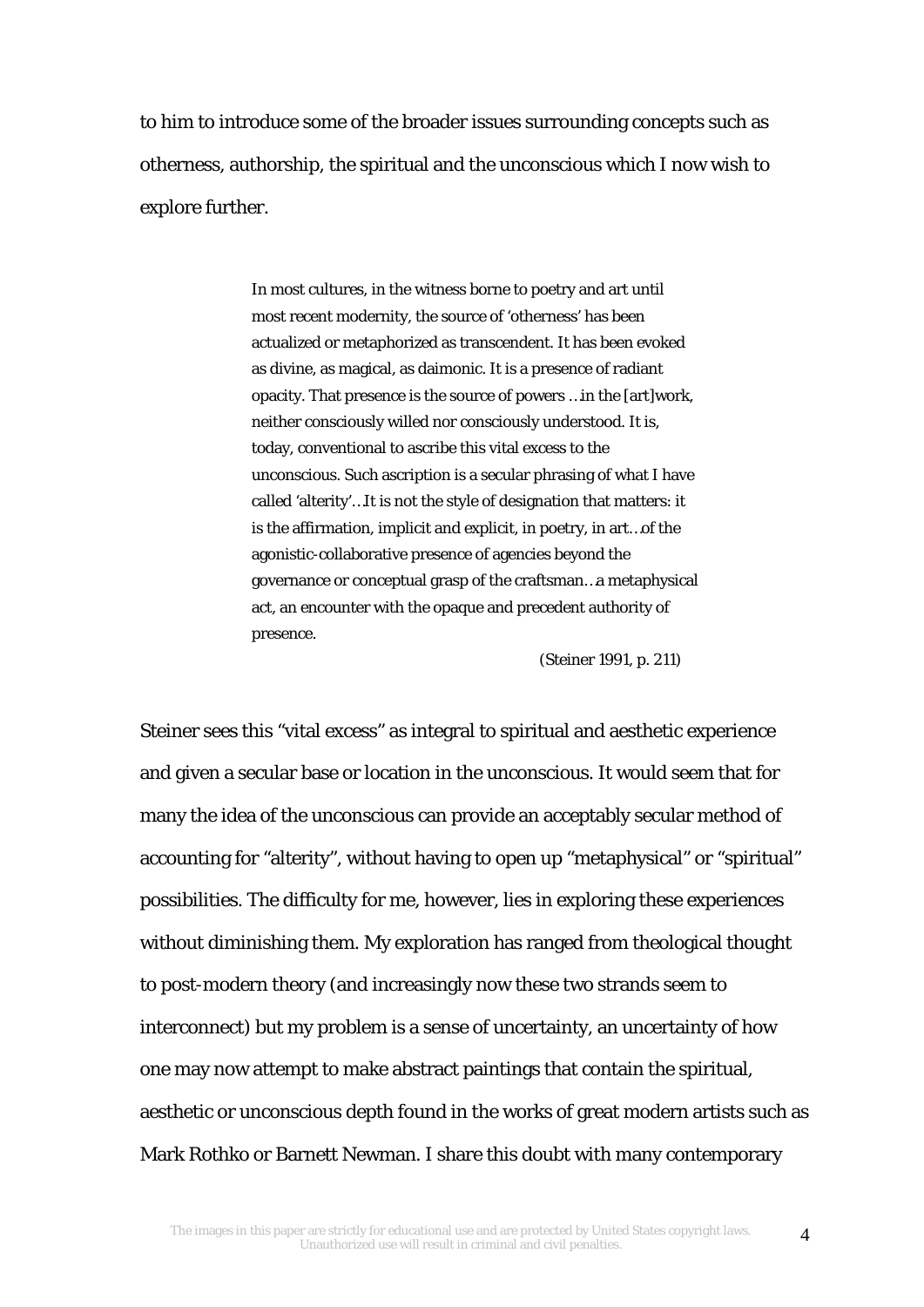to him to introduce some of the broader issues surrounding concepts such as otherness, authorship, the spiritual and the unconscious which I now wish to explore further.

> In most cultures, in the witness borne to poetry and art until most recent modernity, the source of 'otherness' has been actualized or metaphorized as transcendent. It has been evoked as divine, as magical, as daimonic. It is a presence of radiant opacity. That presence is the source of powers …in the [art]work, neither consciously willed nor consciously understood. It is, today, conventional to ascribe this vital excess to the unconscious. Such ascription is a secular phrasing of what I have called 'alterity'…It is not the style of designation that matters: it is the affirmation, implicit and explicit, in poetry, in art…of the agonistic-collaborative presence of agencies beyond the governance or conceptual grasp of the craftsman…a metaphysical act, an encounter with the opaque and precedent authority of presence.
>
> (Steiner 1991, p. 211)

Steiner sees this "vital excess" as integral to spiritual and aesthetic experience and given a secular base or location in the unconscious. It would seem that for many the idea of the unconscious can provide an acceptably secular method of accounting for "alterity", without having to open up "metaphysical" or "spiritual" possibilities. The difficulty for me, however, lies in exploring these experiences without diminishing them. My exploration has ranged from theological thought to post-modern theory (and increasingly now these two strands seem to interconnect) but my problem is a sense of uncertainty, an uncertainty of how one may now attempt to make abstract paintings that contain the spiritual, aesthetic or unconscious depth found in the works of great modern artists such as Mark Rothko or Barnett Newman. I share this doubt with many contemporary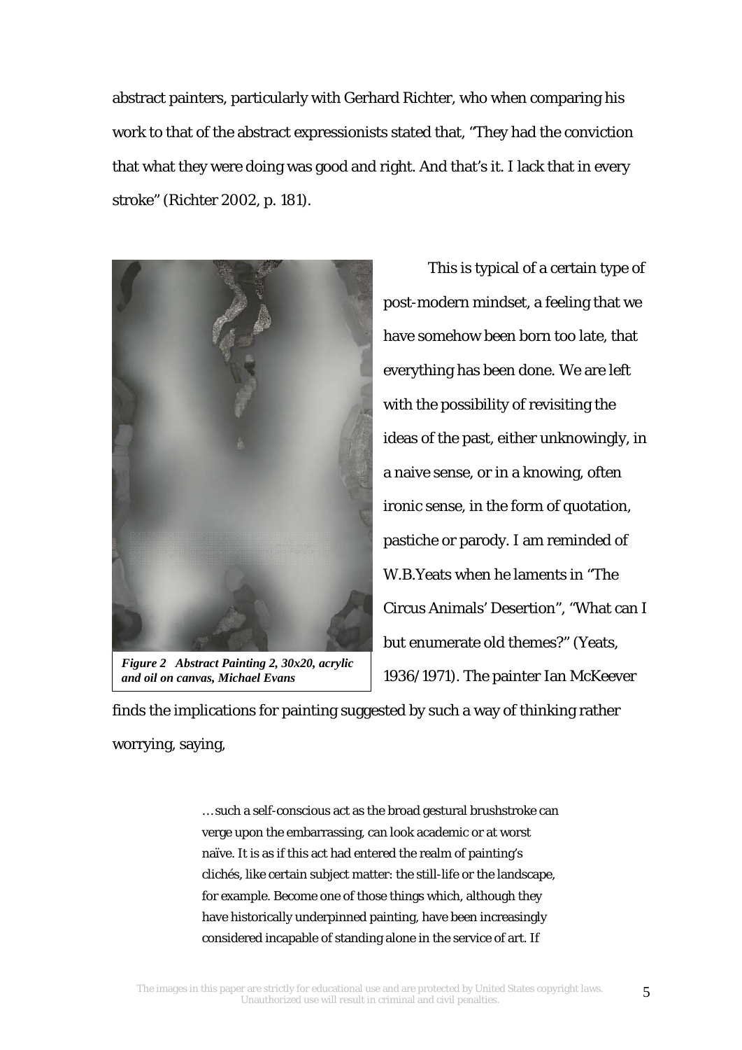abstract painters, particularly with Gerhard Richter, who when comparing his work to that of the abstract expressionists stated that, "They had the conviction that what they were doing was good and right. And that's it. I lack that in every stroke" (Richter 2002, p. 181).

*Figure 2 Abstract Painting 2, 30x20, acrylic and oil on canvas, Michael Evans*

This is typical of a certain type of post-modern mindset, a feeling that we have somehow been born too late, that everything has been done. We are left with the possibility of revisiting the ideas of the past, either unknowingly, in a naive sense, or in a knowing, often ironic sense, in the form of quotation, pastiche or parody. I am reminded of W.B.Yeats when he laments in "The Circus Animals' Desertion", "What can I but enumerate old themes?" (Yeats, 1936/1971). The painter Ian McKeever finds the implications for painting suggested by such a way of thinking rather worrying, saying,

> …such a self-conscious act as the broad gestural brushstroke can verge upon the embarrassing, can look academic or at worst naïve. It is as if this act had entered the realm of painting's clichés, like certain subject matter: the still-life or the landscape, for example. Become one of those things which, although they have historically underpinned painting, have been increasingly considered incapable of standing alone in the service of art. If

The images in this paper are strictly for educational use and are protected by United States copyright laws. Unauthorized use will result in criminal and civil penalties.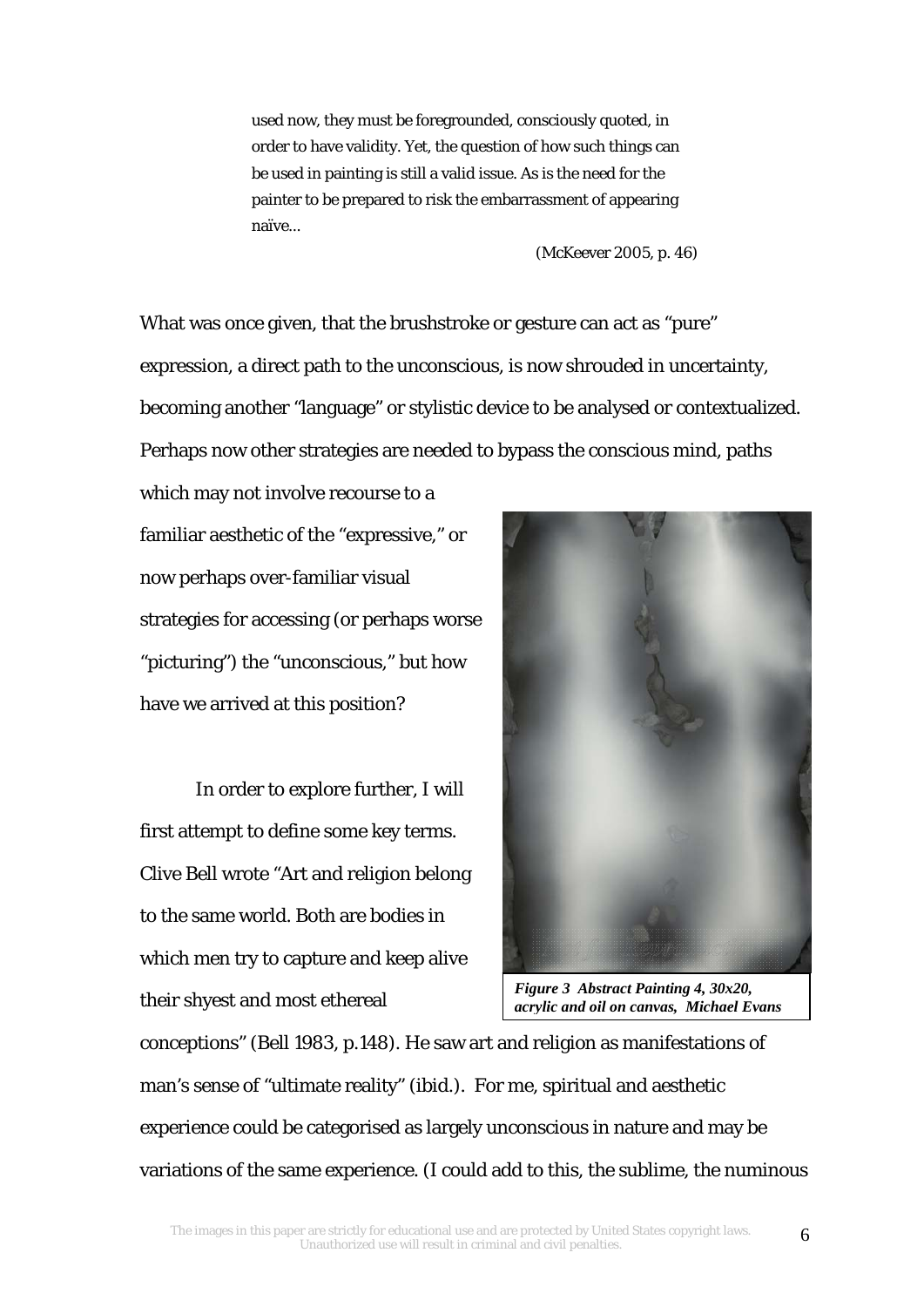> used now, they must be foregrounded, consciously quoted, in order to have validity. Yet, the question of how such things can be used in painting is still a valid issue. As is the need for the painter to be prepared to risk the embarrassment of appearing naïve...
>
> (McKeever 2005, p. 46)

What was once given, that the brushstroke or gesture can act as "pure" expression, a direct path to the unconscious, is now shrouded in uncertainty, becoming another "language" or stylistic device to be analysed or contextualized. Perhaps now other strategies are needed to bypass the conscious mind, paths which may not involve recourse to a familiar aesthetic of the "expressive," or now perhaps over-familiar visual strategies for accessing (or perhaps worse "picturing") the "unconscious," but how have we arrived at this position?

***Figure 3 Abstract Painting 4, 30x20, acrylic and oil on canvas, Michael Evans***

In order to explore further, I will first attempt to define some key terms. Clive Bell wrote "Art and religion belong to the same world. Both are bodies in which men try to capture and keep alive their shyest and most ethereal conceptions" (Bell 1983, p.148). He saw art and religion as manifestations of man's sense of "ultimate reality" (ibid.). For me, spiritual and aesthetic experience could be categorised as largely unconscious in nature and may be variations of the same experience. (I could add to this, the sublime, the numinous

The images in this paper are strictly for educational use and are protected by United States copyright laws. Unauthorized use will result in criminal and civil penalties.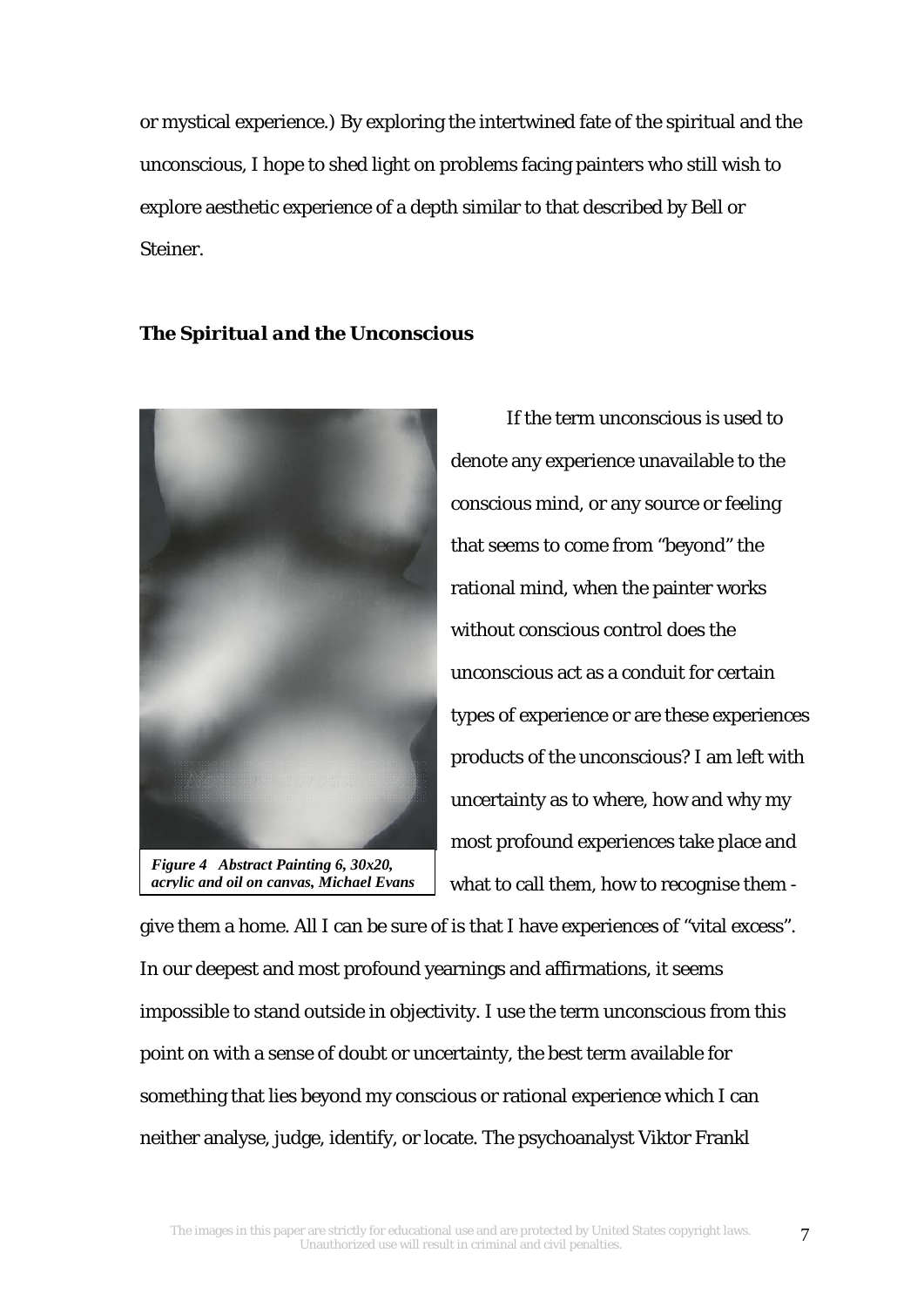or mystical experience.) By exploring the intertwined fate of the spiritual and the unconscious, I hope to shed light on problems facing painters who still wish to explore aesthetic experience of a depth similar to that described by Bell or Steiner.

### *The Spiritual and the Unconscious*

*Figure 4 Abstract Painting 6, 30x20, acrylic and oil on canvas, Michael Evans*

If the term unconscious is used to denote any experience unavailable to the conscious mind, or any source or feeling that seems to come from "beyond" the rational mind, when the painter works without conscious control does the unconscious act as a conduit for certain types of experience or are these experiences products of the unconscious? I am left with uncertainty as to where, how and why my most profound experiences take place and what to call them, how to recognise them - give them a home. All I can be sure of is that I have experiences of "vital excess". In our deepest and most profound yearnings and affirmations, it seems impossible to stand outside in objectivity. I use the term unconscious from this point on with a sense of doubt or uncertainty, the best term available for something that lies beyond my conscious or rational experience which I can neither analyse, judge, identify, or locate. The psychoanalyst Viktor Frankl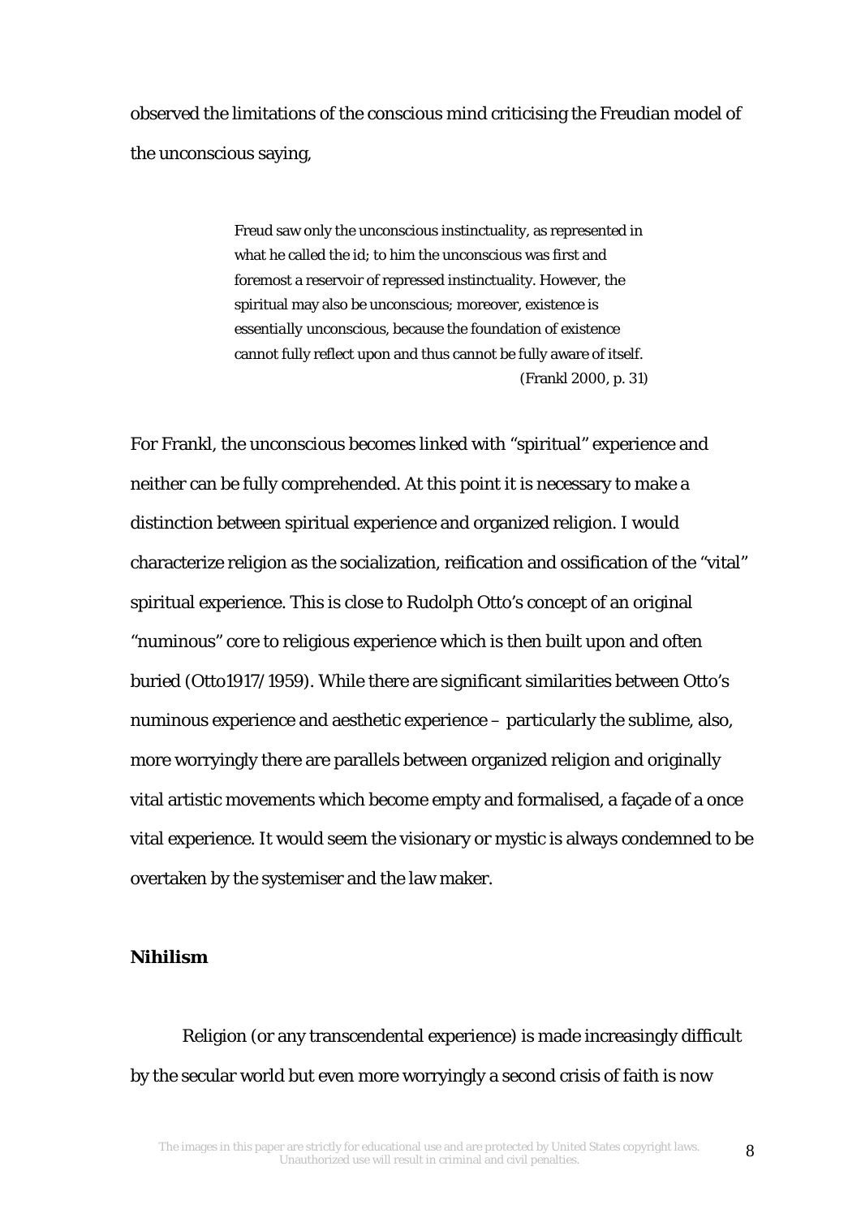observed the limitations of the conscious mind criticising the Freudian model of the unconscious saying,

> Freud saw only the unconscious instinctuality, as represented in what he called the id; to him the unconscious was first and foremost a reservoir of repressed instinctuality. However, the spiritual may also be unconscious; moreover, existence is essentially unconscious, because the foundation of existence cannot fully reflect upon and thus cannot be fully aware of itself.
> (Frankl 2000, p. 31)

For Frankl, the unconscious becomes linked with "spiritual" experience and neither can be fully comprehended. At this point it is necessary to make a distinction between spiritual experience and organized religion. I would characterize religion as the socialization, reification and ossification of the "vital" spiritual experience. This is close to Rudolph Otto's concept of an original "numinous" core to religious experience which is then built upon and often buried (Otto1917/1959). While there are significant similarities between Otto's numinous experience and aesthetic experience – particularly the sublime, also, more worryingly there are parallels between organized religion and originally vital artistic movements which become empty and formalised, a façade of a once vital experience. It would seem the visionary or mystic is always condemned to be overtaken by the systemiser and the law maker.

**Nihilism**

Religion (or any transcendental experience) is made increasingly difficult by the secular world but even more worryingly a second crisis of faith is now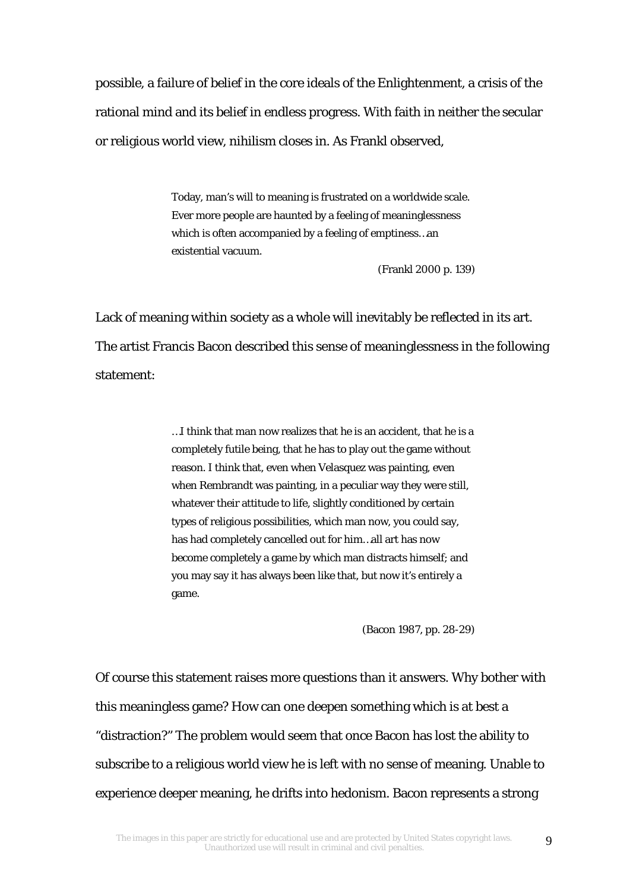possible, a failure of belief in the core ideals of the Enlightenment, a crisis of the rational mind and its belief in endless progress. With faith in neither the secular or religious world view, nihilism closes in. As Frankl observed,

> Today, man's will to meaning is frustrated on a worldwide scale. Ever more people are haunted by a feeling of meaninglessness which is often accompanied by a feeling of emptiness…an existential vacuum.
>
> (Frankl 2000 p. 139)

Lack of meaning within society as a whole will inevitably be reflected in its art. The artist Francis Bacon described this sense of meaninglessness in the following statement:

> …I think that man now realizes that he is an accident, that he is a completely futile being, that he has to play out the game without reason. I think that, even when Velasquez was painting, even when Rembrandt was painting, in a peculiar way they were still, whatever their attitude to life, slightly conditioned by certain types of religious possibilities, which man now, you could say, has had completely cancelled out for him…all art has now become completely a game by which man distracts himself; and you may say it has always been like that, but now it's entirely a game.
>
> (Bacon 1987, pp. 28-29)

Of course this statement raises more questions than it answers. Why bother with this meaningless game? How can one deepen something which is at best a "distraction?" The problem would seem that once Bacon has lost the ability to subscribe to a religious world view he is left with no sense of meaning. Unable to experience deeper meaning, he drifts into hedonism. Bacon represents a strong

The images in this paper are strictly for educational use and are protected by United States copyright laws. Unauthorized use will result in criminal and civil penalties.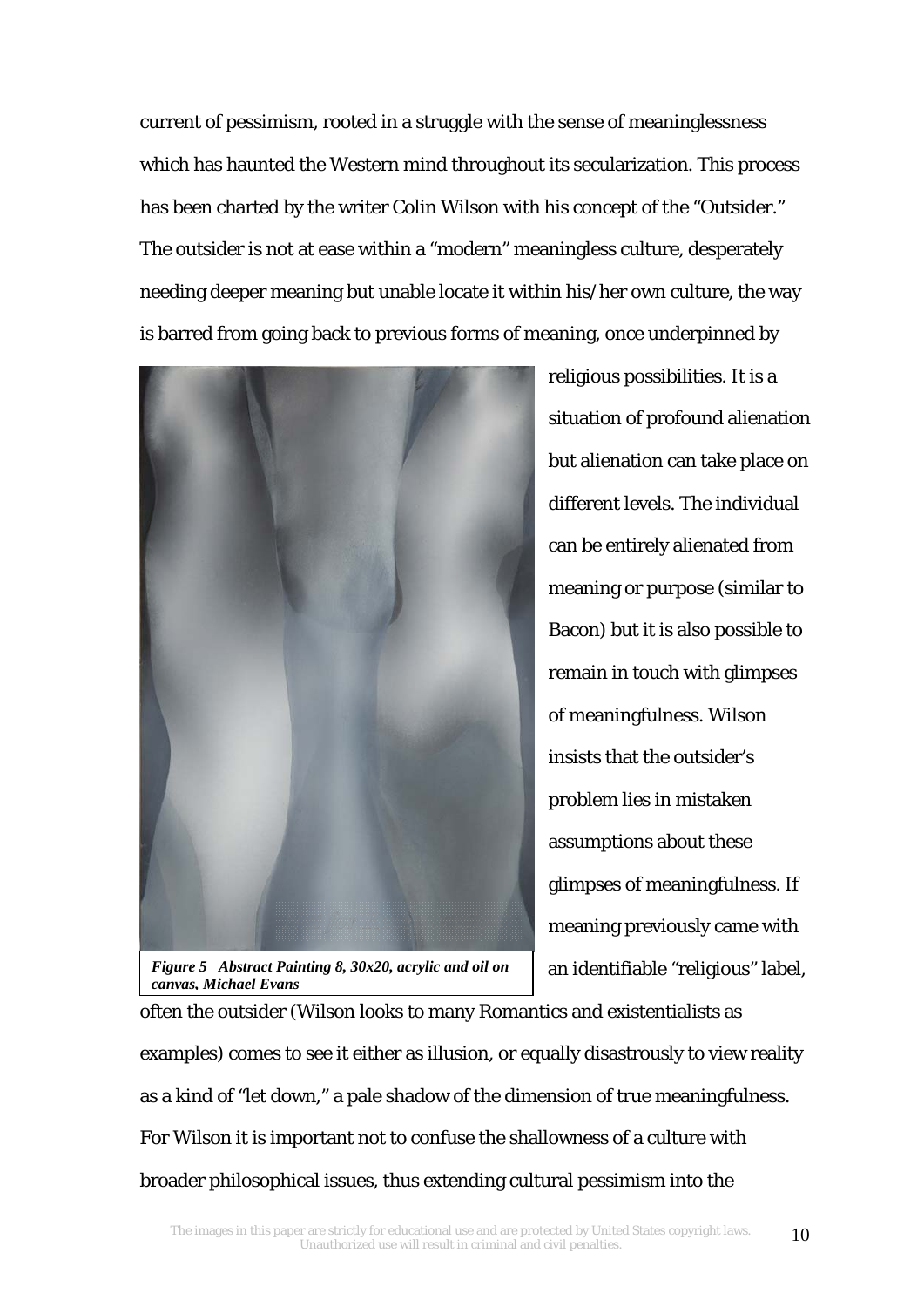current of pessimism, rooted in a struggle with the sense of meaninglessness which has haunted the Western mind throughout its secularization. This process has been charted by the writer Colin Wilson with his concept of the "Outsider." The outsider is not at ease within a "modern" meaningless culture, desperately needing deeper meaning but unable locate it within his/her own culture, the way is barred from going back to previous forms of meaning, once underpinned by religious possibilities. It is a situation of profound alienation but alienation can take place on different levels. The individual can be entirely alienated from meaning or purpose (similar to Bacon) but it is also possible to remain in touch with glimpses of meaningfulness. Wilson insists that the outsider's problem lies in mistaken assumptions about these glimpses of meaningfulness. If meaning previously came with an identifiable "religious" label, often the outsider (Wilson looks to many Romantics and existentialists as examples) comes to see it either as illusion, or equally disastrously to view reality as a kind of "let down," a pale shadow of the dimension of true meaningfulness. For Wilson it is important not to confuse the shallowness of a culture with broader philosophical issues, thus extending cultural pessimism into the

***Figure 5 Abstract Painting 8, 30x20, acrylic and oil on canvas, Michael Evans***

The images in this paper are strictly for educational use and are protected by United States copyright laws. Unauthorized use will result in criminal and civil penalties.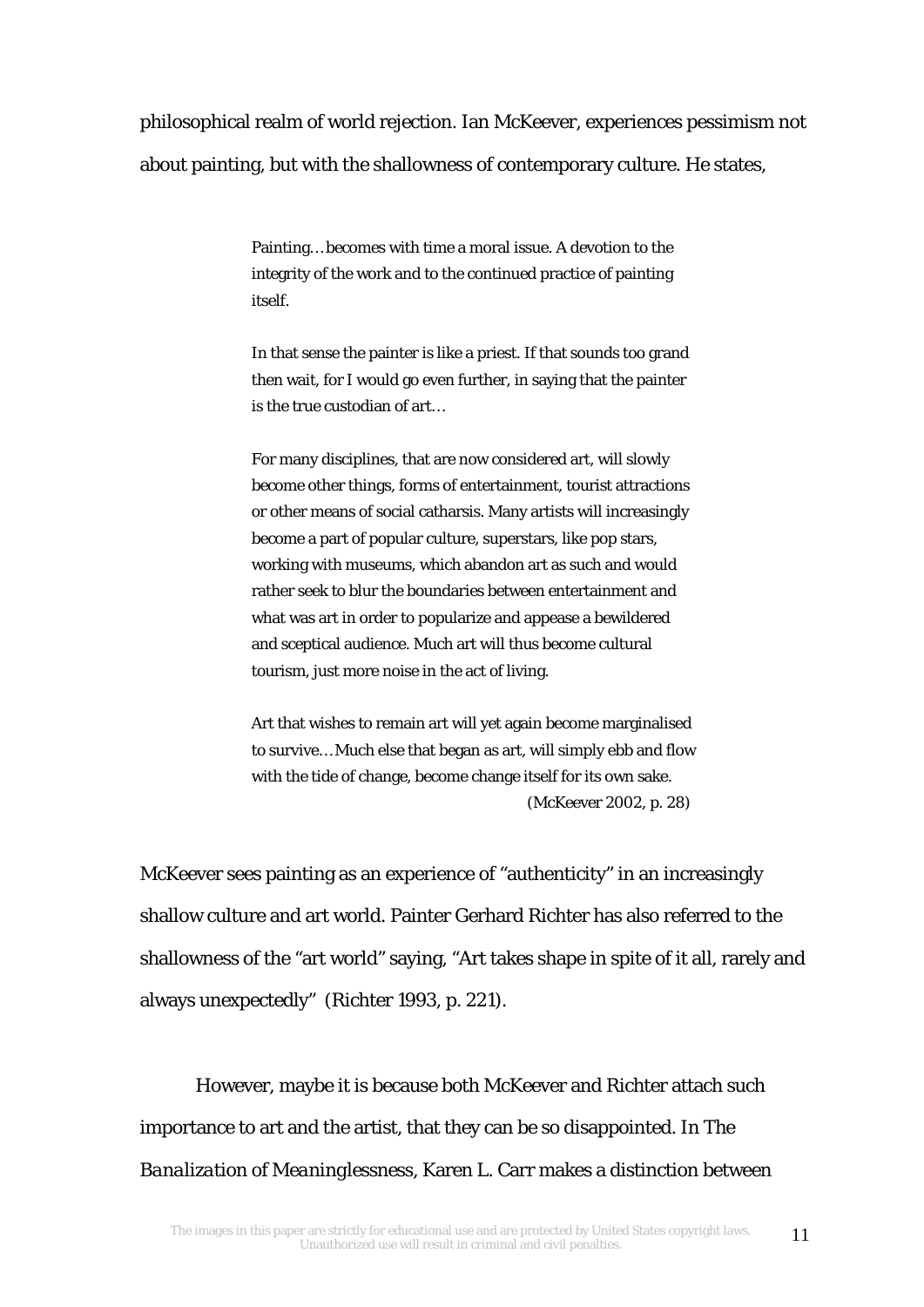philosophical realm of world rejection. Ian McKeever, experiences pessimism not about painting, but with the shallowness of contemporary culture. He states,

> Painting…becomes with time a moral issue. A devotion to the integrity of the work and to the continued practice of painting itself.
>
> In that sense the painter is like a priest. If that sounds too grand then wait, for I would go even further, in saying that the painter is the true custodian of art…
>
> For many disciplines, that are now considered art, will slowly become other things, forms of entertainment, tourist attractions or other means of social catharsis. Many artists will increasingly become a part of popular culture, superstars, like pop stars, working with museums, which abandon art as such and would rather seek to blur the boundaries between entertainment and what was art in order to popularize and appease a bewildered and sceptical audience. Much art will thus become cultural tourism, just more noise in the act of living.
>
> Art that wishes to remain art will yet again become marginalised to survive…Much else that began as art, will simply ebb and flow with the tide of change, become change itself for its own sake.
>
> (McKeever 2002, p. 28)

McKeever sees painting as an experience of "authenticity" in an increasingly shallow culture and art world. Painter Gerhard Richter has also referred to the shallowness of the "art world" saying, "Art takes shape in spite of it all, rarely and always unexpectedly" (Richter 1993, p. 221).

However, maybe it is because both McKeever and Richter attach such importance to art and the artist, that they can be so disappointed. In *The Banalization of Meaninglessness*, Karen L. Carr makes a distinction between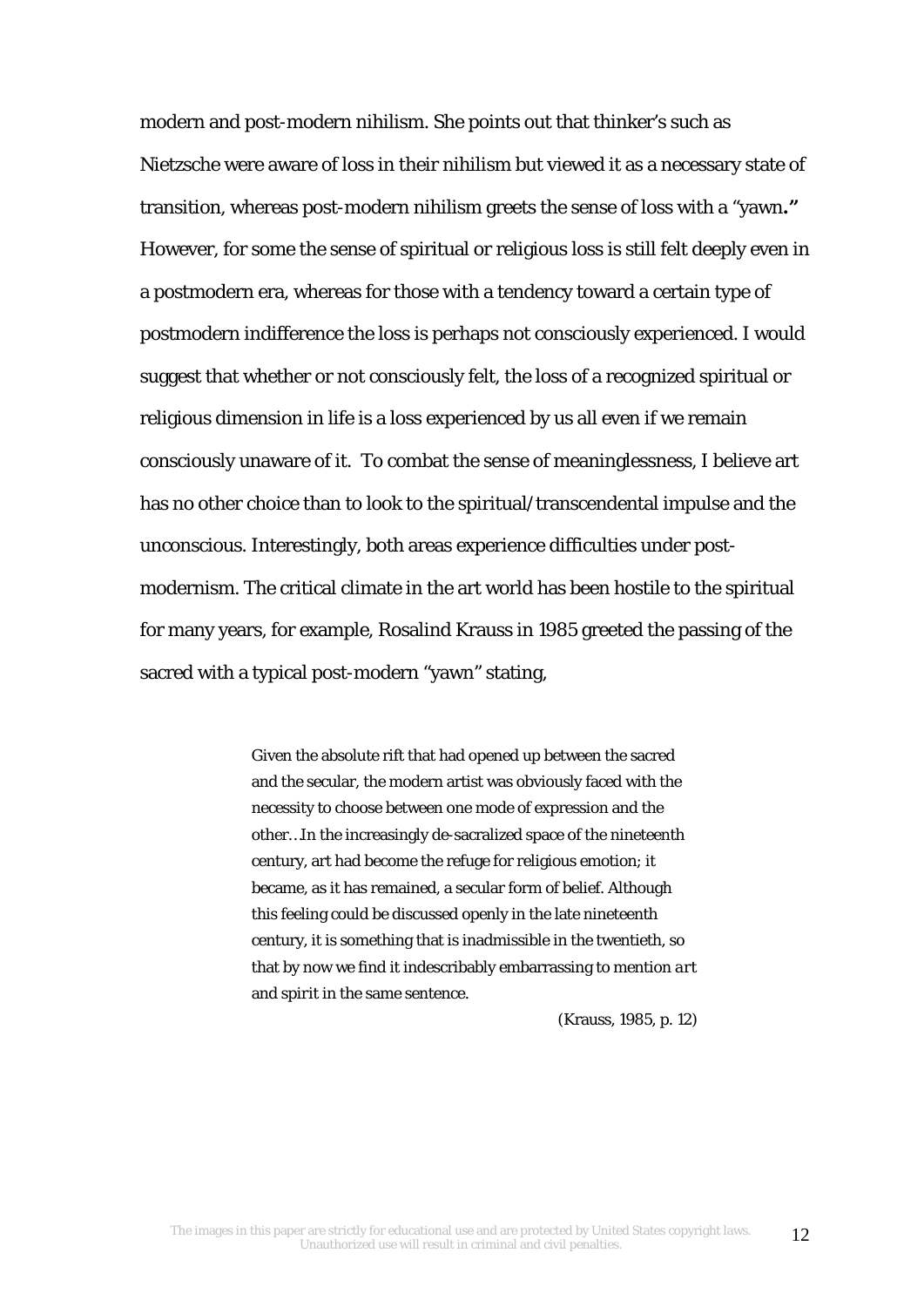modern and post-modern nihilism. She points out that thinker's such as Nietzsche were aware of loss in their nihilism but viewed it as a necessary state of transition, whereas post-modern nihilism greets the sense of loss with a "yawn**."** However, for some the sense of spiritual or religious loss is still felt deeply even in a postmodern era, whereas for those with a tendency toward a certain type of postmodern indifference the loss is perhaps not consciously experienced. I would suggest that whether or not consciously felt, the loss of a recognized spiritual or religious dimension in life is a loss experienced by us all even if we remain consciously unaware of it. To combat the sense of meaninglessness, I believe art has no other choice than to look to the spiritual/transcendental impulse and the unconscious. Interestingly, both areas experience difficulties under post-modernism. The critical climate in the art world has been hostile to the spiritual for many years, for example, Rosalind Krauss in 1985 greeted the passing of the sacred with a typical post-modern "yawn" stating,

> Given the absolute rift that had opened up between the sacred and the secular, the modern artist was obviously faced with the necessity to choose between one mode of expression and the other…In the increasingly de-sacralized space of the nineteenth century, art had become the refuge for religious emotion; it became, as it has remained, a secular form of belief. Although this feeling could be discussed openly in the late nineteenth century, it is something that is inadmissible in the twentieth, so that by now we find it indescribably embarrassing to mention *art* and spirit in the same sentence.
>
> (Krauss, 1985, p. 12)

The images in this paper are strictly for educational use and are protected by United States copyright laws. Unauthorized use will result in criminal and civil penalties.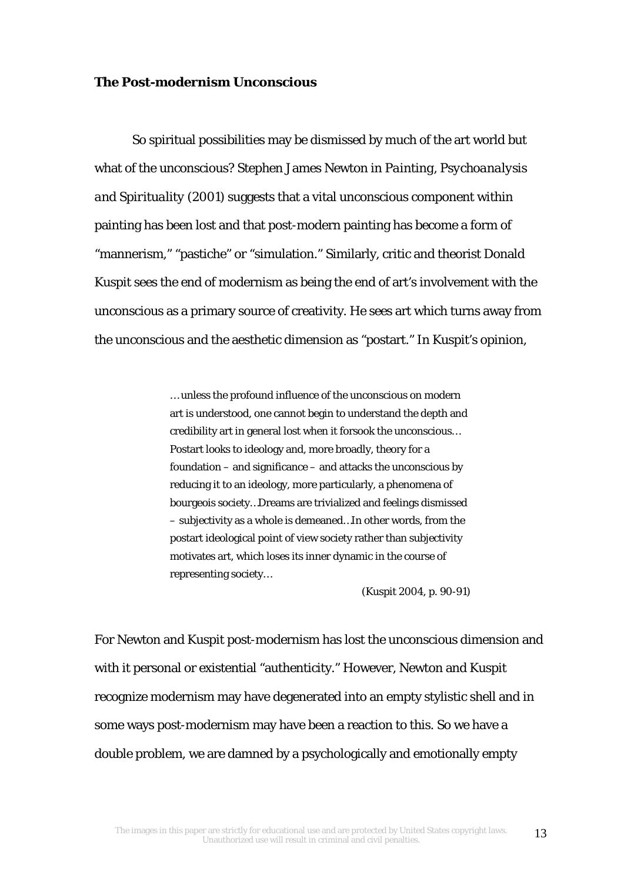**The Post-modernism Unconscious**

So spiritual possibilities may be dismissed by much of the art world but what of the unconscious? Stephen James Newton in *Painting, Psychoanalysis and Spirituality (2001)* suggests that a vital unconscious component within painting has been lost and that post-modern painting has become a form of "mannerism," "pastiche" or "simulation." Similarly, critic and theorist Donald Kuspit sees the end of modernism as being the end of art's involvement with the unconscious as a primary source of creativity. He sees art which turns away from the unconscious and the aesthetic dimension as "postart." In Kuspit's opinion,

> …unless the profound influence of the unconscious on modern art is understood, one cannot begin to understand the depth and credibility art in general lost when it forsook the unconscious… Postart looks to ideology and, more broadly, theory for a foundation – and significance – and attacks the unconscious by reducing it to an ideology, more particularly, a phenomena of bourgeois society…Dreams are trivialized and feelings dismissed – subjectivity as a whole is demeaned…In other words, from the postart ideological point of view society rather than subjectivity motivates art, which loses its inner dynamic in the course of representing society…
>
> (Kuspit 2004, p. 90-91)

For Newton and Kuspit post-modernism has lost the unconscious dimension and with it personal or existential "authenticity." However, Newton and Kuspit recognize modernism may have degenerated into an empty stylistic shell and in some ways post-modernism may have been a reaction to this. So we have a double problem, we are damned by a psychologically and emotionally empty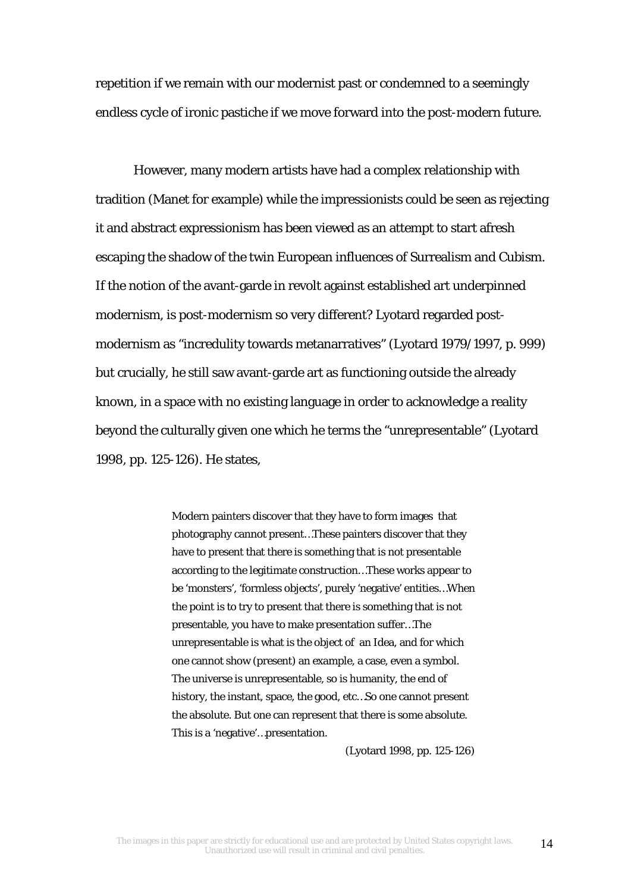repetition if we remain with our modernist past or condemned to a seemingly endless cycle of ironic pastiche if we move forward into the post-modern future.

However, many modern artists have had a complex relationship with tradition (Manet for example) while the impressionists could be seen as rejecting it and abstract expressionism has been viewed as an attempt to start afresh escaping the shadow of the twin European influences of Surrealism and Cubism. If the notion of the avant-garde in revolt against established art underpinned modernism, is post-modernism so very different? Lyotard regarded post-modernism as "incredulity towards metanarratives" (Lyotard 1979/1997, p. 999) but crucially, he still saw avant-garde art as functioning outside the already known, in a space with no existing language in order to acknowledge a reality beyond the culturally given one which he terms the "unrepresentable" (Lyotard 1998, pp. 125-126). He states,

> Modern painters discover that they have to form images that photography cannot present…These painters discover that they have to present that there is something that is not presentable according to the legitimate construction…These works appear to be 'monsters', 'formless objects', purely 'negative' entities…When the point is to try to present that there is something that is not presentable, you have to make presentation suffer…The unrepresentable is what is the object of an Idea, and for which one cannot show (present) an example, a case, even a symbol. The universe is unrepresentable, so is humanity, the end of history, the instant, space, the good, etc…So one cannot present the absolute. But one can represent that there is some absolute. This is a 'negative'…presentation.
>
> (Lyotard 1998, pp. 125-126)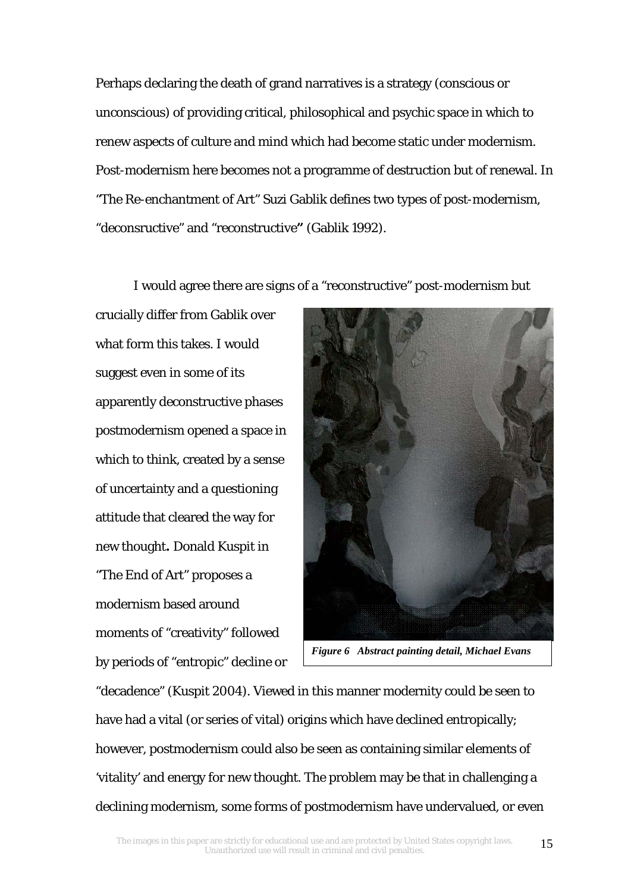Perhaps declaring the death of grand narratives is a strategy (conscious or unconscious) of providing critical, philosophical and psychic space in which to renew aspects of culture and mind which had become static under modernism. Post-modernism here becomes not a programme of destruction but of renewal. In "The Re-enchantment of Art" Suzi Gablik defines two types of post-modernism, "deconsructive" and "reconstructive**"** (Gablik 1992).

I would agree there are signs of a "reconstructive" post-modernism but crucially differ from Gablik over what form this takes. I would suggest even in some of its apparently deconstructive phases postmodernism opened a space in which to think, created by a sense of uncertainty and a questioning attitude that cleared the way for new thought**.** Donald Kuspit in "The End of Art" proposes a modernism based around moments of "creativity" followed by periods of "entropic" decline or "decadence" (Kuspit 2004). Viewed in this manner modernity could be seen to have had a vital (or series of vital) origins which have declined entropically; however, postmodernism could also be seen as containing similar elements of 'vitality' and energy for new thought. The problem may be that in challenging a declining modernism, some forms of postmodernism have undervalued, or even

***Figure 6 Abstract painting detail, Michael Evans***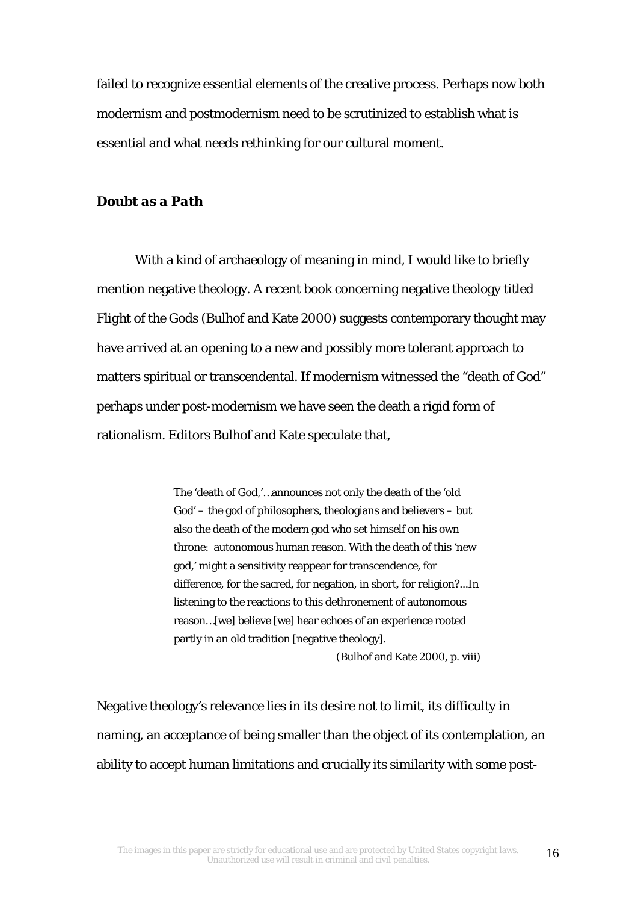failed to recognize essential elements of the creative process. Perhaps now both modernism and postmodernism need to be scrutinized to establish what is essential and what needs rethinking for our cultural moment.

### *Doubt as a Path*

With a kind of archaeology of meaning in mind, I would like to briefly mention negative theology. A recent book concerning negative theology titled Flight of the Gods (Bulhof and Kate 2000) suggests contemporary thought may have arrived at an opening to a new and possibly more tolerant approach to matters spiritual or transcendental. If modernism witnessed the "death of God" perhaps under post-modernism we have seen the death a rigid form of rationalism. Editors Bulhof and Kate speculate that,

> The 'death of God,'…announces not only the death of the 'old God' – the god of philosophers, theologians and believers – but also the death of the modern god who set himself on his own throne: autonomous human reason. With the death of this 'new god,' might a sensitivity reappear for transcendence, for difference, for the sacred, for negation, in short, for religion?...In listening to the reactions to this dethronement of autonomous reason…[we] believe [we] hear echoes of an experience rooted partly in an old tradition [negative theology].
>
> (Bulhof and Kate 2000, p. viii)

Negative theology's relevance lies in its desire not to limit, its difficulty in naming, an acceptance of being smaller than the object of its contemplation, an ability to accept human limitations and crucially its similarity with some post-

The images in this paper are strictly for educational use and are protected by United States copyright laws. Unauthorized use will result in criminal and civil penalties.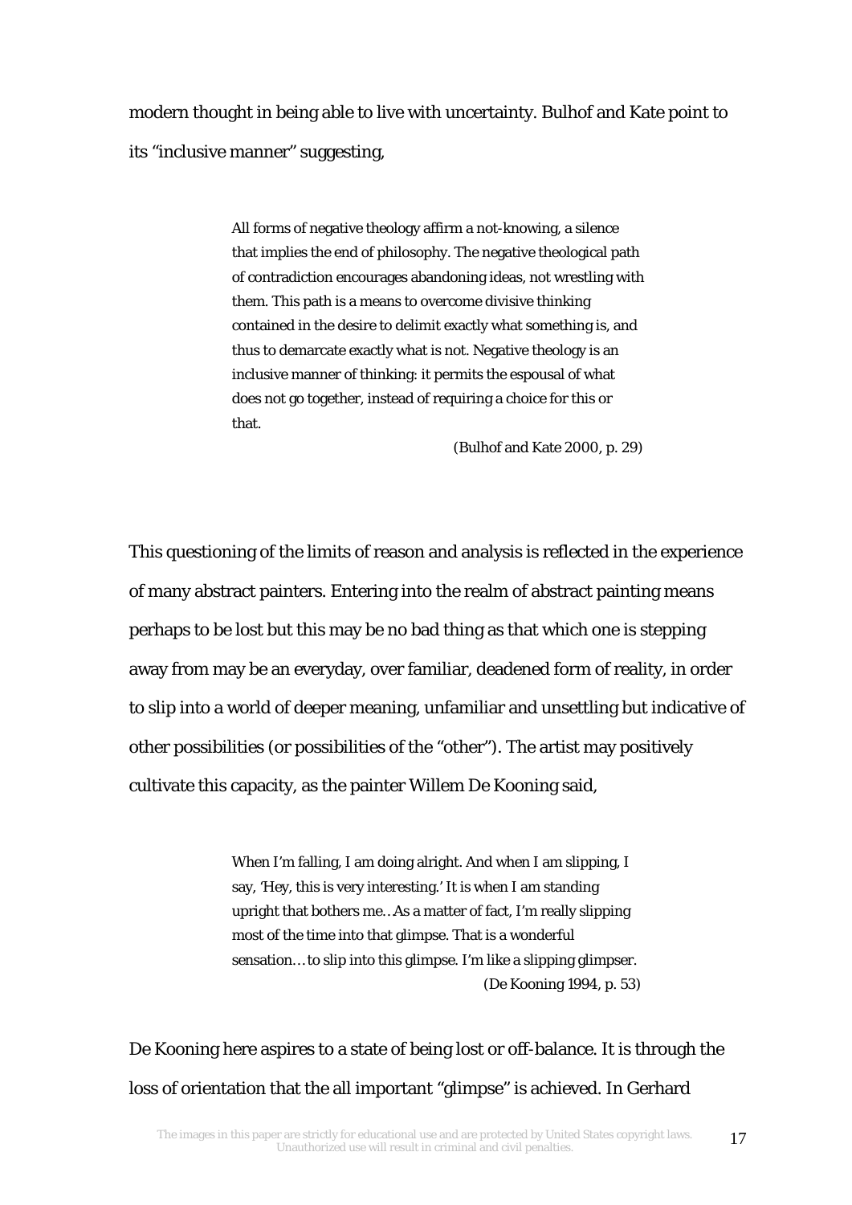modern thought in being able to live with uncertainty. Bulhof and Kate point to its "inclusive manner" suggesting,

> All forms of negative theology affirm a not-knowing, a silence that implies the end of philosophy. The negative theological path of contradiction encourages abandoning ideas, not wrestling with them. This path is a means to overcome divisive thinking contained in the desire to delimit exactly what something is, and thus to demarcate exactly what is not. Negative theology is an inclusive manner of thinking: it permits the espousal of what does not go together, instead of requiring a choice for this or that.
>
> (Bulhof and Kate 2000, p. 29)

This questioning of the limits of reason and analysis is reflected in the experience of many abstract painters. Entering into the realm of abstract painting means perhaps to be lost but this may be no bad thing as that which one is stepping away from may be an everyday, over familiar, deadened form of reality, in order to slip into a world of deeper meaning, unfamiliar and unsettling but indicative of other possibilities (or possibilities of the "other"). The artist may positively cultivate this capacity, as the painter Willem De Kooning said,

> When I'm falling, I am doing alright. And when I am slipping, I say, 'Hey, this is very interesting.' It is when I am standing upright that bothers me…As a matter of fact, I'm really slipping most of the time into that glimpse. That is a wonderful sensation… to slip into this glimpse. I'm like a slipping glimpser.
>
> (De Kooning 1994, p. 53)

De Kooning here aspires to a state of being lost or off-balance. It is through the loss of orientation that the all important "glimpse" is achieved. In Gerhard

The images in this paper are strictly for educational use and are protected by United States copyright laws. Unauthorized use will result in criminal and civil penalties.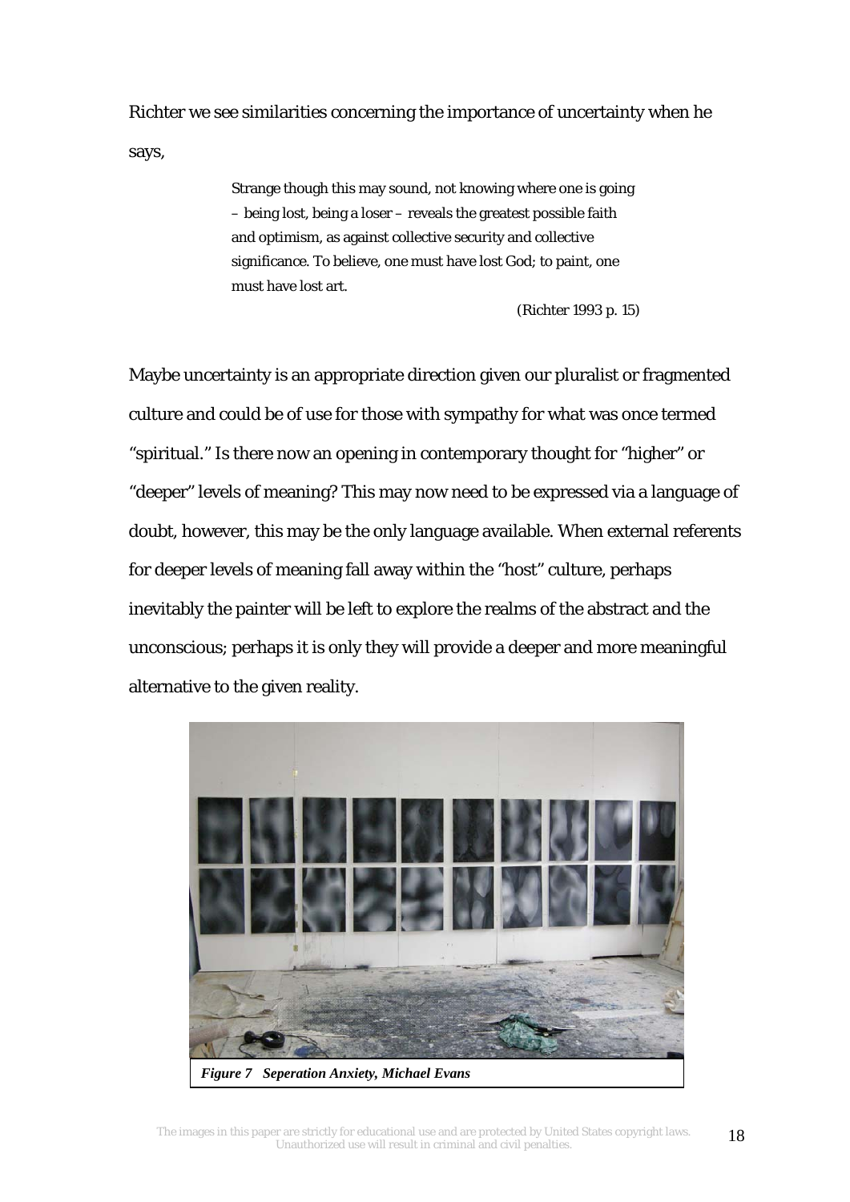Richter we see similarities concerning the importance of uncertainty when he says,

> Strange though this may sound, not knowing where one is going – being lost, being a loser – reveals the greatest possible faith and optimism, as against collective security and collective significance. To believe, one must have lost God; to paint, one must have lost art.
>
> (Richter 1993 p. 15)

Maybe uncertainty is an appropriate direction given our pluralist or fragmented culture and could be of use for those with sympathy for what was once termed "spiritual." Is there now an opening in contemporary thought for "higher" or "deeper" levels of meaning? This may now need to be expressed via a language of doubt, however, this may be the only language available. When external referents for deeper levels of meaning fall away within the "host" culture, perhaps inevitably the painter will be left to explore the realms of the abstract and the unconscious; perhaps it is only they will provide a deeper and more meaningful alternative to the given reality.

***Figure 7 Seperation Anxiety, Michael Evans***

The images in this paper are strictly for educational use and are protected by United States copyright laws. Unauthorized use will result in criminal and civil penalties.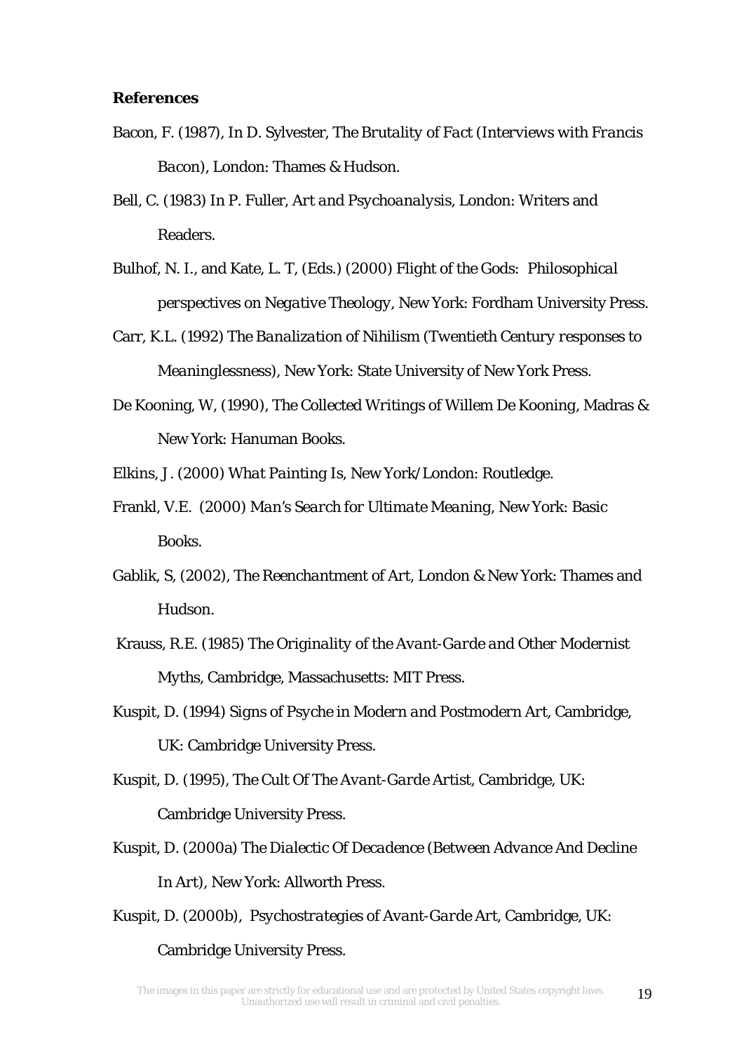**References**

Bacon, F. (1987), In D. Sylvester, *The Brutality of Fact (Interviews with Francis Bacon)*, London: Thames & Hudson.

Bell, C. (1983) In P. Fuller, *Art and Psychoanalysis*, London: Writers and Readers.

Bulhof, N. I., and Kate, L. T, (Eds.) (2000) *Flight of the Gods: Philosophical perspectives on Negative Theology*, New York: Fordham University Press.

Carr, K.L. (1992) *The Banalization of Nihilism (Twentieth Century responses to Meaninglessness)*, New York: State University of New York Press.

De Kooning, W, (1990), *The Collected Writings of Willem De Kooning*, Madras & New York: Hanuman Books.

Elkins, J. (2000) *What Painting Is*, New York/London: Routledge.

Frankl, V.E. (2000) *Man's Search for Ultimate Meaning*, New York: Basic Books.

Gablik, S, (2002), *The Reenchantment of Art*, London & New York: Thames and Hudson.

Krauss, R.E. (1985) *The Originality of the Avant-Garde and Other Modernist Myths*, Cambridge, Massachusetts: MIT Press.

Kuspit, D. (1994) *Signs of Psyche in Modern and Postmodern Art*, Cambridge, UK: Cambridge University Press.

Kuspit, D. (1995), *The Cult Of The Avant-Garde Artist*, Cambridge, UK: Cambridge University Press.

Kuspit, D. (2000a) *The Dialectic Of Decadence (Between Advance And Decline In Art)*, New York: Allworth Press.

Kuspit, D. (2000b), *Psychostrategies of Avant-Garde Art*, Cambridge, UK: Cambridge University Press.

The images in this paper are strictly for educational use and are protected by United States copyright laws. Unauthorized use will result in criminal and civil penalties.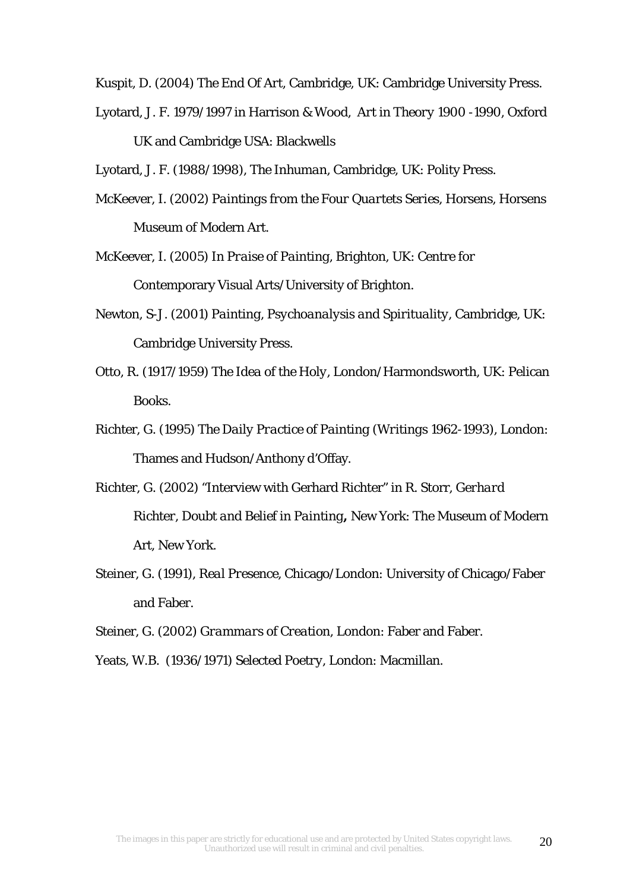Kuspit, D. (2004) *The End Of Art*, Cambridge, UK: Cambridge University Press.

Lyotard, J. F. 1979/1997 in Harrison & Wood, *Art in Theory 1900 -1990*, Oxford UK and Cambridge USA: Blackwells

Lyotard, J. F. (1988/1998), *The Inhuman*, Cambridge, UK: Polity Press.

McKeever, I. (2002) *Paintings from the Four Quartets Series*, Horsens, Horsens Museum of Modern Art.

McKeever, I. (2005) *In Praise of Painting*, Brighton, UK: Centre for Contemporary Visual Arts/University of Brighton.

Newton, S-J. (2001) *Painting, Psychoanalysis and Spirituality*, Cambridge, UK: Cambridge University Press.

Otto, R. (1917/1959) *The Idea of the Holy*, London/Harmondsworth, UK: Pelican Books.

Richter, G. (1995) *The Daily Practice of Painting (Writings 1962-1993)*, London: Thames and Hudson/Anthony d'Offay.

Richter, G. (2002) "Interview with Gerhard Richter" in R. Storr, *Gerhard Richter, Doubt and Belief in Painting*, New York: The Museum of Modern Art, New York.

Steiner, G. (1991), *Real Presence*, Chicago/London: University of Chicago/Faber and Faber.

Steiner, G. (2002) *Grammars of Creation*, London: Faber and Faber.

Yeats, W.B. (1936/1971) *Selected Poetry*, London: Macmillan.

The images in this paper are strictly for educational use and are protected by United States copyright laws. Unauthorized use will result in criminal and civil penalties.